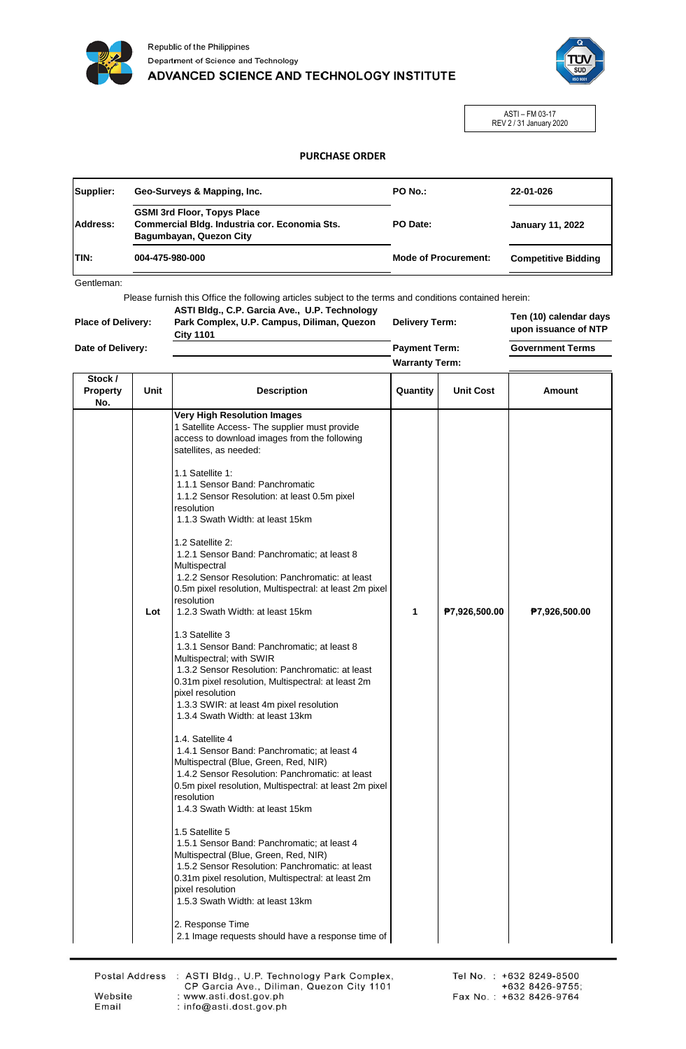Republic of the Philippines
Department of Science and Technology
**ADVANCED SCIENCE AND TECHNOLOGY INSTITUTE**

ASTI – FM 03-17
REV 2 / 31 January 2020

# PURCHASE ORDER

| | | | |
|---|---|---|---|
| **Supplier:** | **Geo-Surveys & Mapping, Inc.** | **PO No.:** | **22-01-026** |
| **Address:** | **GSMI 3rd Floor, Topys Place Commercial Bldg. Industria cor. Economia Sts. Bagumbayan, Quezon City** | **PO Date:** | **January 11, 2022** |
| **TIN:** | **004-475-980-000** | **Mode of Procurement:** | **Competitive Bidding** |

Gentleman:

Please furnish this Office the following articles subject to the terms and conditions contained herein:

| | | | |
|---|---|---|---|
| **Place of Delivery:** | **ASTI Bldg., C.P. Garcia Ave., U.P. Technology Park Complex, U.P. Campus, Diliman, Quezon City 1101** | **Delivery Term:** | **Ten (10) calendar days upon issuance of NTP** |
| **Date of Delivery:** | | **Payment Term:** | **Government Terms** |
| | | **Warranty Term:** | |

| Stock / Property No. | Unit | Description | Quantity | Unit Cost | Amount |
|---|---|---|---|---|---|
| | Lot | **Very High Resolution Images**<br>1 Satellite Access- The supplier must provide access to download images from the following satellites, as needed:<br><br>1.1 Satellite 1:<br>1.1.1 Sensor Band: Panchromatic<br>1.1.2 Sensor Resolution: at least 0.5m pixel resolution<br>1.1.3 Swath Width: at least 15km<br><br>1.2 Satellite 2:<br>1.2.1 Sensor Band: Panchromatic; at least 8 Multispectral<br>1.2.2 Sensor Resolution: Panchromatic: at least 0.5m pixel resolution, Multispectral: at least 2m pixel resolution<br>1.2.3 Swath Width: at least 15km<br><br>1.3 Satellite 3<br>1.3.1 Sensor Band: Panchromatic; at least 8 Multispectral; with SWIR<br>1.3.2 Sensor Resolution: Panchromatic: at least 0.31m pixel resolution, Multispectral: at least 2m pixel resolution<br>1.3.3 SWIR: at least 4m pixel resolution<br>1.3.4 Swath Width: at least 13km<br><br>1.4. Satellite 4<br>1.4.1 Sensor Band: Panchromatic; at least 4 Multispectral (Blue, Green, Red, NIR)<br>1.4.2 Sensor Resolution: Panchromatic: at least 0.5m pixel resolution, Multispectral: at least 2m pixel resolution<br>1.4.3 Swath Width: at least 15km<br><br>1.5 Satellite 5<br>1.5.1 Sensor Band: Panchromatic; at least 4 Multispectral (Blue, Green, Red, NIR)<br>1.5.2 Sensor Resolution: Panchromatic: at least 0.31m pixel resolution, Multispectral: at least 2m pixel resolution<br>1.5.3 Swath Width: at least 13km<br><br>2. Response Time<br>2.1 Image requests should have a response time of | 1 | ₱7,926,500.00 | ₱7,926,500.00 |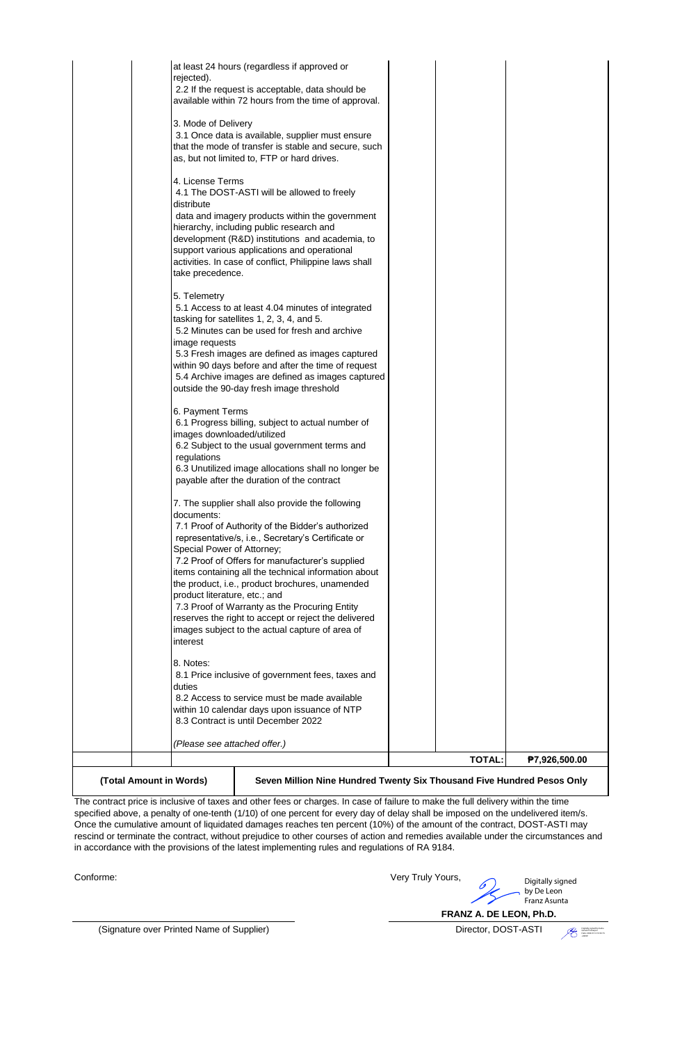| | | | | | |
|---|---|---|---|---|---|
| | | at least 24 hours (regardless if approved or rejected).<br>2.2 If the request is acceptable, data should be available within 72 hours from the time of approval.<br><br>3. Mode of Delivery<br>3.1 Once data is available, supplier must ensure that the mode of transfer is stable and secure, such as, but not limited to, FTP or hard drives.<br><br>4. License Terms<br>4.1 The DOST-ASTI will be allowed to freely distribute<br>data and imagery products within the government hierarchy, including public research and development (R&D) institutions and academia, to support various applications and operational activities. In case of conflict, Philippine laws shall take precedence.<br><br>5. Telemetry<br>5.1 Access to at least 4.04 minutes of integrated tasking for satellites 1, 2, 3, 4, and 5.<br>5.2 Minutes can be used for fresh and archive image requests<br>5.3 Fresh images are defined as images captured within 90 days before and after the time of request<br>5.4 Archive images are defined as images captured outside the 90-day fresh image threshold<br><br>6. Payment Terms<br>6.1 Progress billing, subject to actual number of images downloaded/utilized<br>6.2 Subject to the usual government terms and regulations<br>6.3 Unutilized image allocations shall no longer be payable after the duration of the contract<br><br>7. The supplier shall also provide the following documents:<br>7.1 Proof of Authority of the Bidder's authorized representative/s, i.e., Secretary's Certificate or Special Power of Attorney;<br>7.2 Proof of Offers for manufacturer's supplied items containing all the technical information about the product, i.e., product brochures, unamended product literature, etc.; and<br>7.3 Proof of Warranty as the Procuring Entity reserves the right to accept or reject the delivered images subject to the actual capture of area of interest<br><br>8. Notes:<br>8.1 Price inclusive of government fees, taxes and duties<br>8.2 Access to service must be made available within 10 calendar days upon issuance of NTP<br>8.3 Contract is until December 2022<br><br>*(Please see attached offer.)* | | | |
| | | | | **TOTAL:** | **₱7,926,500.00** |
| **(Total Amount in Words)** | | **Seven Million Nine Hundred Twenty Six Thousand Five Hundred Pesos Only** | | | |

The contract price is inclusive of taxes and other fees or charges. In case of failure to make the full delivery within the time specified above, a penalty of one-tenth (1/10) of one percent for every day of delay shall be imposed on the undelivered item/s. Once the cumulative amount of liquidated damages reaches ten percent (10%) of the amount of the contract, DOST-ASTI may rescind or terminate the contract, without prejudice to other courses of action and remedies available under the circumstances and in accordance with the provisions of the latest implementing rules and regulations of RA 9184.

Conforme:

(Signature over Printed Name of Supplier)

Very Truly Yours,

Digitally signed by De Leon Franz Asunta

**FRANZ A. DE LEON, Ph.D.**

Director, DOST-ASTI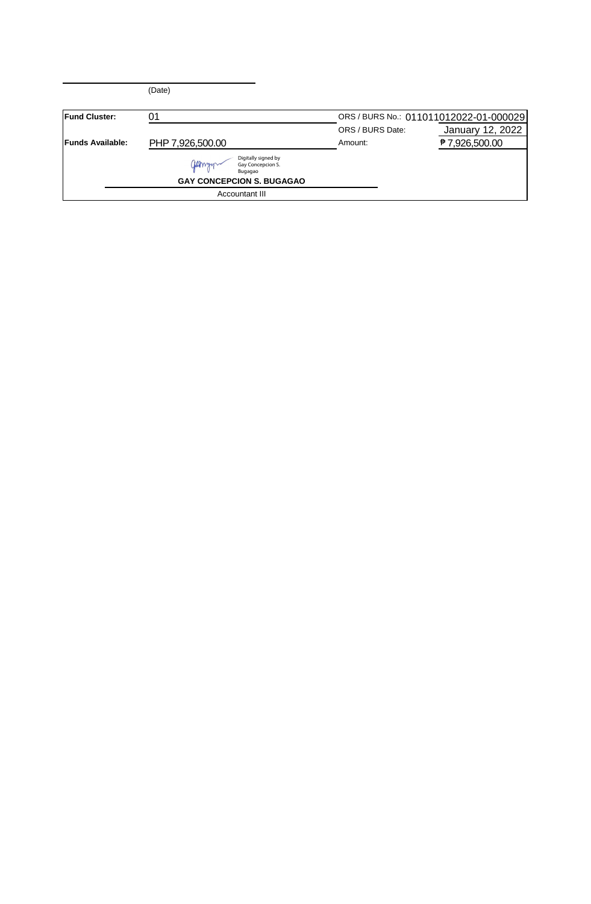(Date)

| | | | |
|---|---|---|---|
| **Fund Cluster:** | 01 | ORS / BURS No.: | 011011012022-01-000029 |
| | | ORS / BURS Date: | January 12, 2022 |
| **Funds Available:** | PHP 7,926,500.00 | Amount: | ₱ 7,926,500.00 |

Digitally signed by Gay Concepcion S. Bugagao

**GAY CONCEPCION S. BUGAGAO**

Accountant III